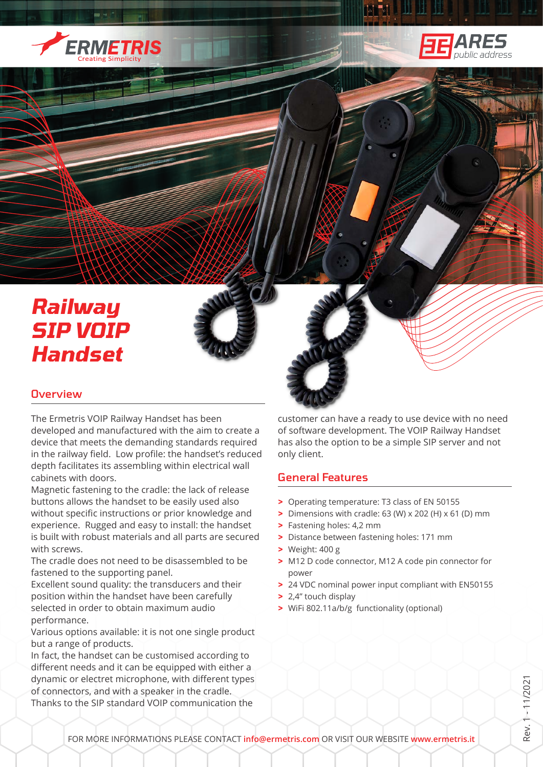ERMETRIS
Creating Simplicity

ARES
public address

# Railway SIP VOIP Handset

## Overview

The Ermetris VOIP Railway Handset has been developed and manufactured with the aim to create a device that meets the demanding standards required in the railway field. Low profile: the handset's reduced depth facilitates its assembling within electrical wall cabinets with doors.
Magnetic fastening to the cradle: the lack of release buttons allows the handset to be easily used also without specific instructions or prior knowledge and experience. Rugged and easy to install: the handset is built with robust materials and all parts are secured with screws.
The cradle does not need to be disassembled to be fastened to the supporting panel.
Excellent sound quality: the transducers and their position within the handset have been carefully selected in order to obtain maximum audio performance.
Various options available: it is not one single product but a range of products.
In fact, the handset can be customised according to different needs and it can be equipped with either a dynamic or electret microphone, with different types of connectors, and with a speaker in the cradle.
Thanks to the SIP standard VOIP communication the customer can have a ready to use device with no need of software development. The VOIP Railway Handset has also the option to be a simple SIP server and not only client.

## General Features

- Operating temperature: T3 class of EN 50155
- Dimensions with cradle: 63 (W) x 202 (H) x 61 (D) mm
- Fastening holes: 4,2 mm
- Distance between fastening holes: 171 mm
- Weight: 400 g
- M12 D code connector, M12 A code pin connector for power
- 24 VDC nominal power input compliant with EN50155
- 2,4" touch display
- WiFi 802.11a/b/g functionality (optional)

FOR MORE INFORMATIONS PLEASE CONTACT info@ermetris.com OR VISIT OUR WEBSITE www.ermetris.it

Rev. 1 - 11/2021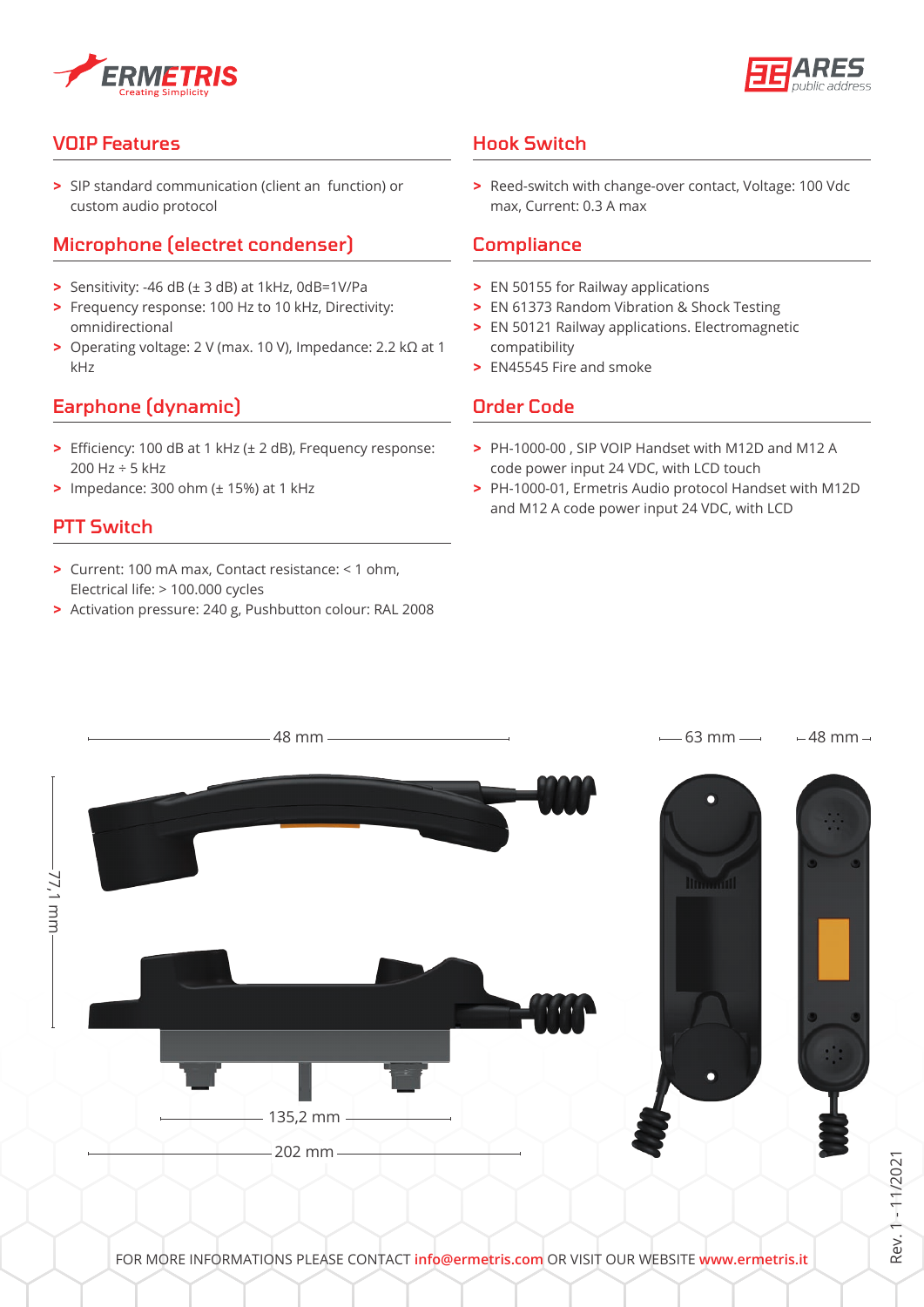## VOIP Features

- SIP standard communication (client an  function) or custom audio protocol

## Microphone (electret condenser)

- Sensitivity: -46 dB (± 3 dB) at 1kHz, 0dB=1V/Pa
- Frequency response: 100 Hz to 10 kHz, Directivity: omnidirectional
- Operating voltage: 2 V (max. 10 V), Impedance: 2.2 kΩ at 1 kHz

## Earphone (dynamic)

- Efficiency: 100 dB at 1 kHz (± 2 dB), Frequency response: 200 Hz ÷ 5 kHz
- Impedance: 300 ohm (± 15%) at 1 kHz

## PTT Switch

- Current: 100 mA max, Contact resistance: < 1 ohm, Electrical life: > 100.000 cycles
- Activation pressure: 240 g, Pushbutton colour: RAL 2008

## Hook Switch

- Reed-switch with change-over contact, Voltage: 100 Vdc max, Current: 0.3 A max

## Compliance

- EN 50155 for Railway applications
- EN 61373 Random Vibration & Shock Testing
- EN 50121 Railway applications. Electromagnetic compatibility
- EN45545 Fire and smoke

## Order Code

- PH-1000-00 , SIP VOIP Handset with M12D and M12 A code power input 24 VDC, with LCD touch
- PH-1000-01, Ermetris Audio protocol Handset with M12D and M12 A code power input 24 VDC, with LCD

48 mm

63 mm

48 mm

77,1 mm

135,2 mm

202 mm

Rev. 1 - 11/2021

FOR MORE INFORMATIONS PLEASE CONTACT info@ermetris.com OR VISIT OUR WEBSITE www.ermetris.it